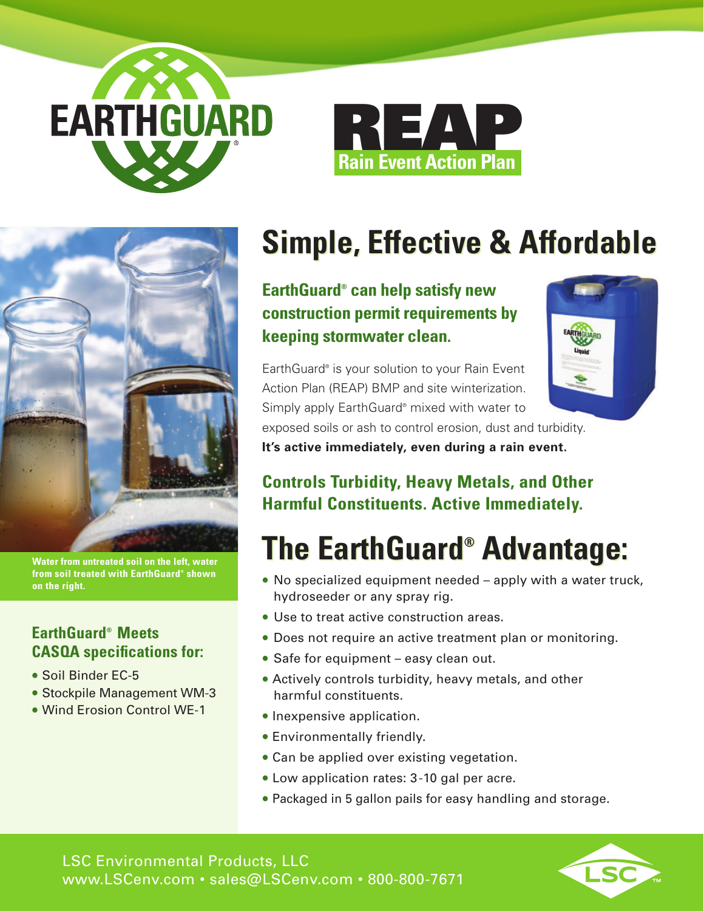# EARTHGUARD®

# REAP
## Rain Event Action Plan

# Simple, Effective & Affordable

### EarthGuard® can help satisfy new construction permit requirements by keeping stormwater clean.

EarthGuard® is your solution to your Rain Event Action Plan (REAP) BMP and site winterization. Simply apply EarthGuard® mixed with water to exposed soils or ash to control erosion, dust and turbidity. **It's active immediately, even during a rain event.**

### Controls Turbidity, Heavy Metals, and Other Harmful Constituents. Active Immediately.

Water from untreated soil on the left, water from soil treated with EarthGuard® shown on the right.

### EarthGuard® Meets CASQA specifications for:

- Soil Binder EC-5
- Stockpile Management WM-3
- Wind Erosion Control WE-1

## The EarthGuard® Advantage:

- No specialized equipment needed – apply with a water truck, hydroseeder or any spray rig.
- Use to treat active construction areas.
- Does not require an active treatment plan or monitoring.
- Safe for equipment – easy clean out.
- Actively controls turbidity, heavy metals, and other harmful constituents.
- Inexpensive application.
- Environmentally friendly.
- Can be applied over existing vegetation.
- Low application rates: 3-10 gal per acre.
- Packaged in 5 gallon pails for easy handling and storage.

LSC Environmental Products, LLC
www.LSCenv.com • sales@LSCenv.com • 800-800-7671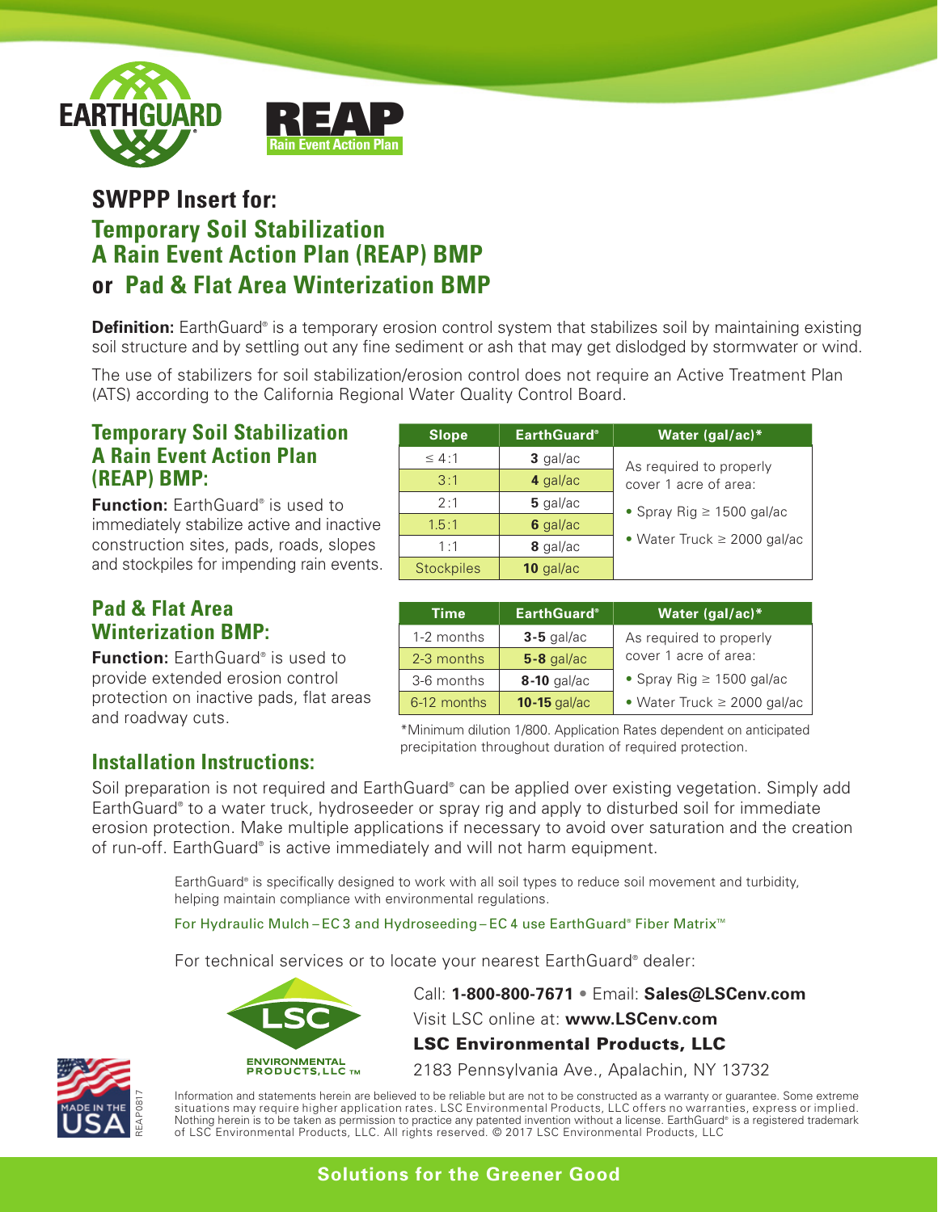EARTHGUARD®

REAP Rain Event Action Plan

# SWPPP Insert for:
## Temporary Soil Stabilization A Rain Event Action Plan (REAP) BMP
## or Pad & Flat Area Winterization BMP

**Definition:** EarthGuard® is a temporary erosion control system that stabilizes soil by maintaining existing soil structure and by settling out any fine sediment or ash that may get dislodged by stormwater or wind.

The use of stabilizers for soil stabilization/erosion control does not require an Active Treatment Plan (ATS) according to the California Regional Water Quality Control Board.

### Temporary Soil Stabilization A Rain Event Action Plan (REAP) BMP:

**Function:** EarthGuard® is used to immediately stabilize active and inactive construction sites, pads, roads, slopes and stockpiles for impending rain events.

| Slope | EarthGuard® | Water (gal/ac)* |
|---|---|---|
| ≤ 4:1 | **3** gal/ac | As required to properly cover 1 acre of area: • Spray Rig ≥ 1500 gal/ac • Water Truck ≥ 2000 gal/ac |
| 3:1 | **4** gal/ac | |
| 2:1 | **5** gal/ac | |
| 1.5:1 | **6** gal/ac | |
| 1:1 | **8** gal/ac | |
| Stockpiles | **10** gal/ac | |

### Pad & Flat Area Winterization BMP:

**Function:** EarthGuard® is used to provide extended erosion control protection on inactive pads, flat areas and roadway cuts.

| Time | EarthGuard® | Water (gal/ac)* |
|---|---|---|
| 1-2 months | **3-5** gal/ac | As required to properly cover 1 acre of area: • Spray Rig ≥ 1500 gal/ac • Water Truck ≥ 2000 gal/ac |
| 2-3 months | **5-8** gal/ac | |
| 3-6 months | **8-10** gal/ac | |
| 6-12 months | **10-15** gal/ac | |

*Minimum dilution 1/800. Application Rates dependent on anticipated precipitation throughout duration of required protection.

### Installation Instructions:

Soil preparation is not required and EarthGuard® can be applied over existing vegetation. Simply add EarthGuard® to a water truck, hydroseeder or spray rig and apply to disturbed soil for immediate erosion protection. Make multiple applications if necessary to avoid over saturation and the creation of run-off. EarthGuard® is active immediately and will not harm equipment.

EarthGuard® is specifically designed to work with all soil types to reduce soil movement and turbidity, helping maintain compliance with environmental regulations.

For Hydraulic Mulch – EC 3 and Hydroseeding – EC 4 use EarthGuard® Fiber Matrix™

For technical services or to locate your nearest EarthGuard® dealer:

LSC ENVIRONMENTAL PRODUCTS, LLC ™

Call: **1-800-800-7671** • Email: **Sales@LSCenv.com**

Visit LSC online at: **www.LSCenv.com**

**LSC Environmental Products, LLC**

2183 Pennsylvania Ave., Apalachin, NY 13732

MADE IN THE USA

REAP0817

Information and statements herein are believed to be reliable but are not to be constructed as a warranty or guarantee. Some extreme situations may require higher application rates. LSC Environmental Products, LLC offers no warranties, express or implied. Nothing herein is to be taken as permission to practice any patented invention without a license. EarthGuard® is a registered trademark of LSC Environmental Products, LLC. All rights reserved. © 2017 LSC Environmental Products, LLC

**Solutions for the Greener Good**